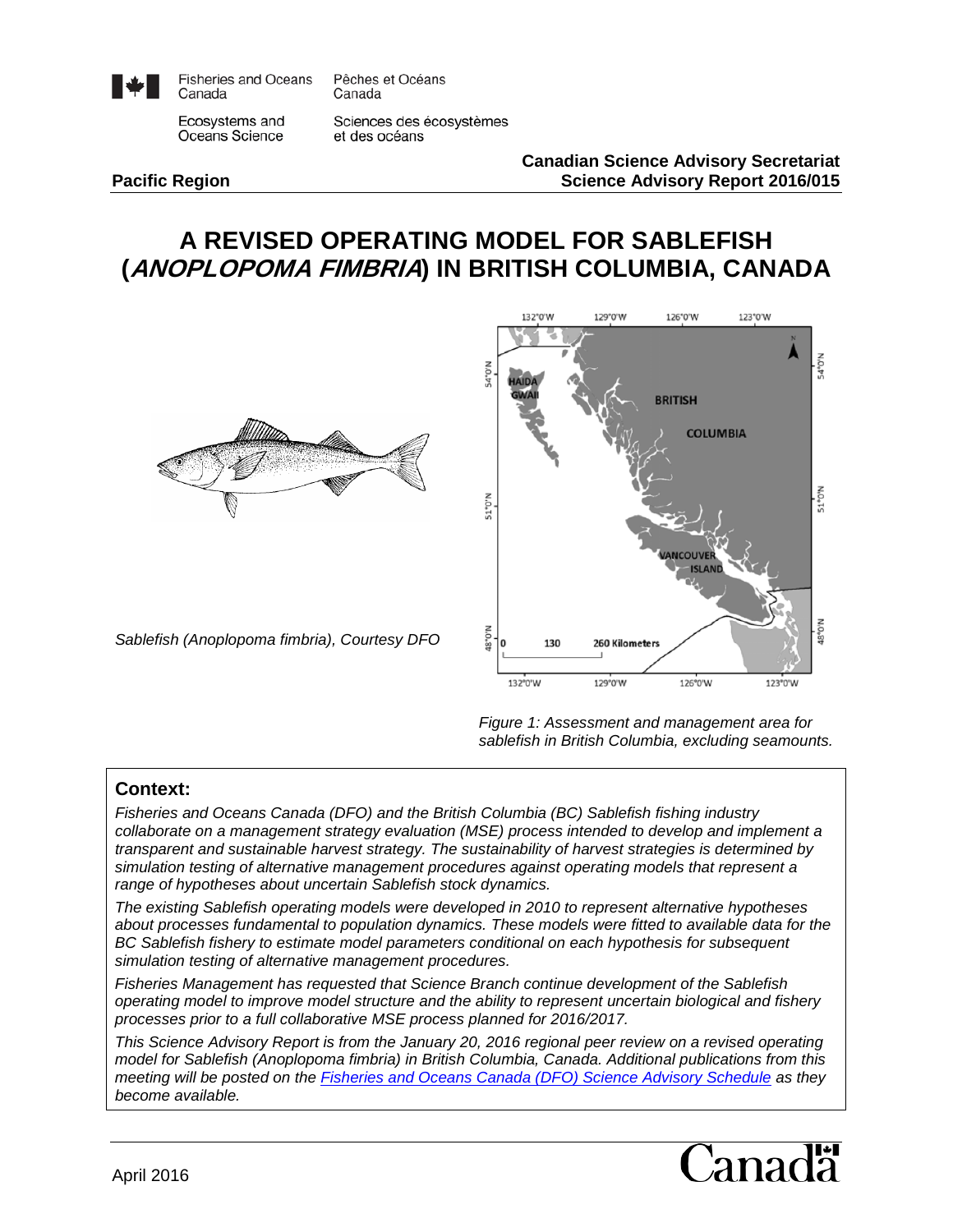Fisheries and Oceans Canada / Pêches et Océans Canada

Ecosystems and Oceans Science / Sciences des écosystèmes et des océans

**Pacific Region**

**Canadian Science Advisory Secretariat**
**Science Advisory Report 2016/015**

# A REVISED OPERATING MODEL FOR SABLEFISH (*ANOPLOPOMA FIMBRIA*) IN BRITISH COLUMBIA, CANADA

*Sablefish (Anoplopoma fimbria), Courtesy DFO*

*Figure 1: Assessment and management area for sablefish in British Columbia, excluding seamounts.*

## Context:

*Fisheries and Oceans Canada (DFO) and the British Columbia (BC) Sablefish fishing industry collaborate on a management strategy evaluation (MSE) process intended to develop and implement a transparent and sustainable harvest strategy. The sustainability of harvest strategies is determined by simulation testing of alternative management procedures against operating models that represent a range of hypotheses about uncertain Sablefish stock dynamics.*

*The existing Sablefish operating models were developed in 2010 to represent alternative hypotheses about processes fundamental to population dynamics. These models were fitted to available data for the BC Sablefish fishery to estimate model parameters conditional on each hypothesis for subsequent simulation testing of alternative management procedures.*

*Fisheries Management has requested that Science Branch continue development of the Sablefish operating model to improve model structure and the ability to represent uncertain biological and fishery processes prior to a full collaborative MSE process planned for 2016/2017.*

*This Science Advisory Report is from the January 20, 2016 regional peer review on a revised operating model for Sablefish (Anoplopoma fimbria) in British Columbia, Canada. Additional publications from this meeting will be posted on the [Fisheries and Oceans Canada (DFO) Science Advisory Schedule](#) as they become available.*

April 2016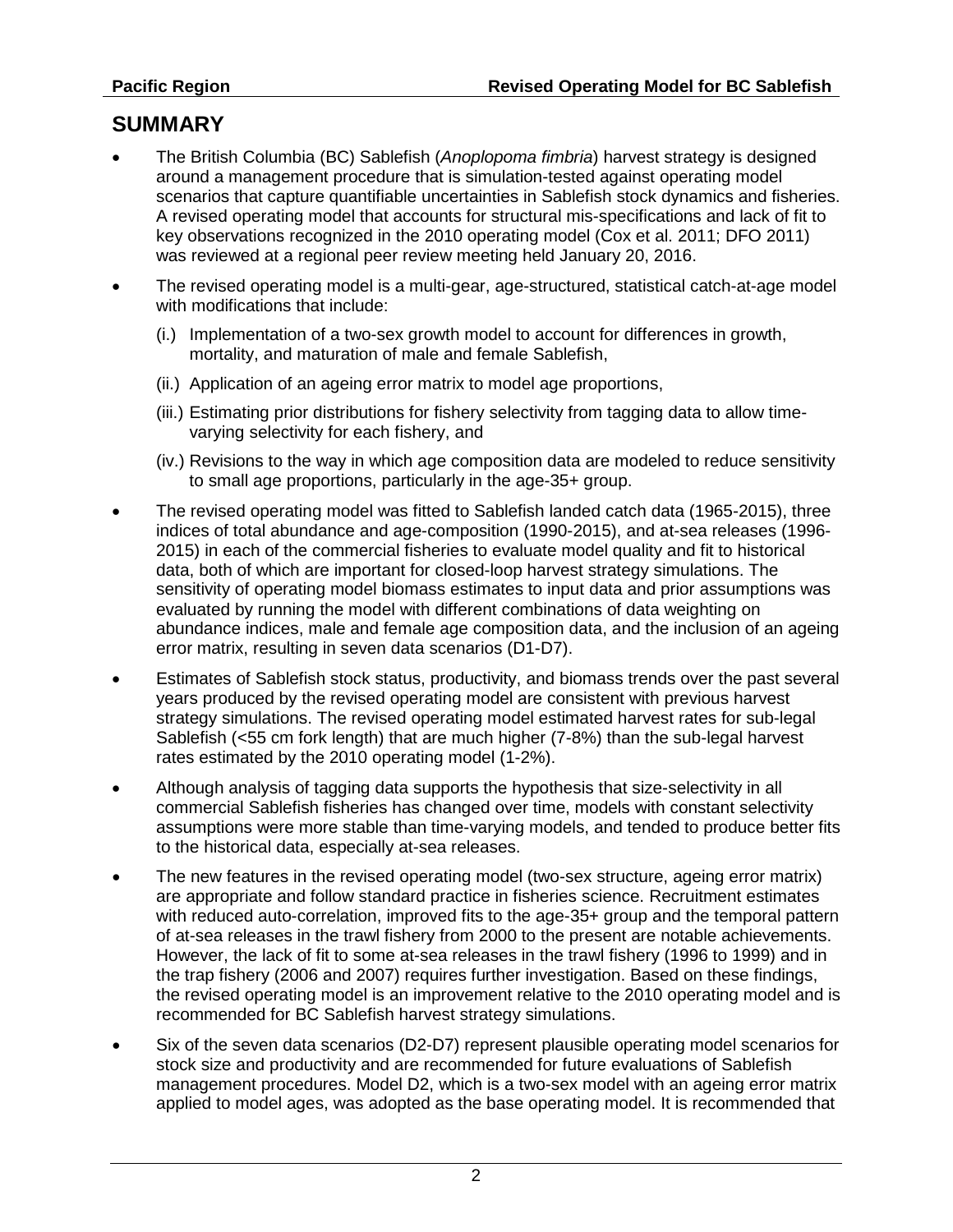## SUMMARY

- The British Columbia (BC) Sablefish (*Anoplopoma fimbria*) harvest strategy is designed around a management procedure that is simulation-tested against operating model scenarios that capture quantifiable uncertainties in Sablefish stock dynamics and fisheries. A revised operating model that accounts for structural mis-specifications and lack of fit to key observations recognized in the 2010 operating model (Cox et al. 2011; DFO 2011) was reviewed at a regional peer review meeting held January 20, 2016.
- The revised operating model is a multi-gear, age-structured, statistical catch-at-age model with modifications that include:
  - (i.) Implementation of a two-sex growth model to account for differences in growth, mortality, and maturation of male and female Sablefish,
  - (ii.) Application of an ageing error matrix to model age proportions,
  - (iii.) Estimating prior distributions for fishery selectivity from tagging data to allow time-varying selectivity for each fishery, and
  - (iv.) Revisions to the way in which age composition data are modeled to reduce sensitivity to small age proportions, particularly in the age-35+ group.
- The revised operating model was fitted to Sablefish landed catch data (1965-2015), three indices of total abundance and age-composition (1990-2015), and at-sea releases (1996-2015) in each of the commercial fisheries to evaluate model quality and fit to historical data, both of which are important for closed-loop harvest strategy simulations. The sensitivity of operating model biomass estimates to input data and prior assumptions was evaluated by running the model with different combinations of data weighting on abundance indices, male and female age composition data, and the inclusion of an ageing error matrix, resulting in seven data scenarios (D1-D7).
- Estimates of Sablefish stock status, productivity, and biomass trends over the past several years produced by the revised operating model are consistent with previous harvest strategy simulations. The revised operating model estimated harvest rates for sub-legal Sablefish (<55 cm fork length) that are much higher (7-8%) than the sub-legal harvest rates estimated by the 2010 operating model (1-2%).
- Although analysis of tagging data supports the hypothesis that size-selectivity in all commercial Sablefish fisheries has changed over time, models with constant selectivity assumptions were more stable than time-varying models, and tended to produce better fits to the historical data, especially at-sea releases.
- The new features in the revised operating model (two-sex structure, ageing error matrix) are appropriate and follow standard practice in fisheries science. Recruitment estimates with reduced auto-correlation, improved fits to the age-35+ group and the temporal pattern of at-sea releases in the trawl fishery from 2000 to the present are notable achievements. However, the lack of fit to some at-sea releases in the trawl fishery (1996 to 1999) and in the trap fishery (2006 and 2007) requires further investigation. Based on these findings, the revised operating model is an improvement relative to the 2010 operating model and is recommended for BC Sablefish harvest strategy simulations.
- Six of the seven data scenarios (D2-D7) represent plausible operating model scenarios for stock size and productivity and are recommended for future evaluations of Sablefish management procedures. Model D2, which is a two-sex model with an ageing error matrix applied to model ages, was adopted as the base operating model. It is recommended that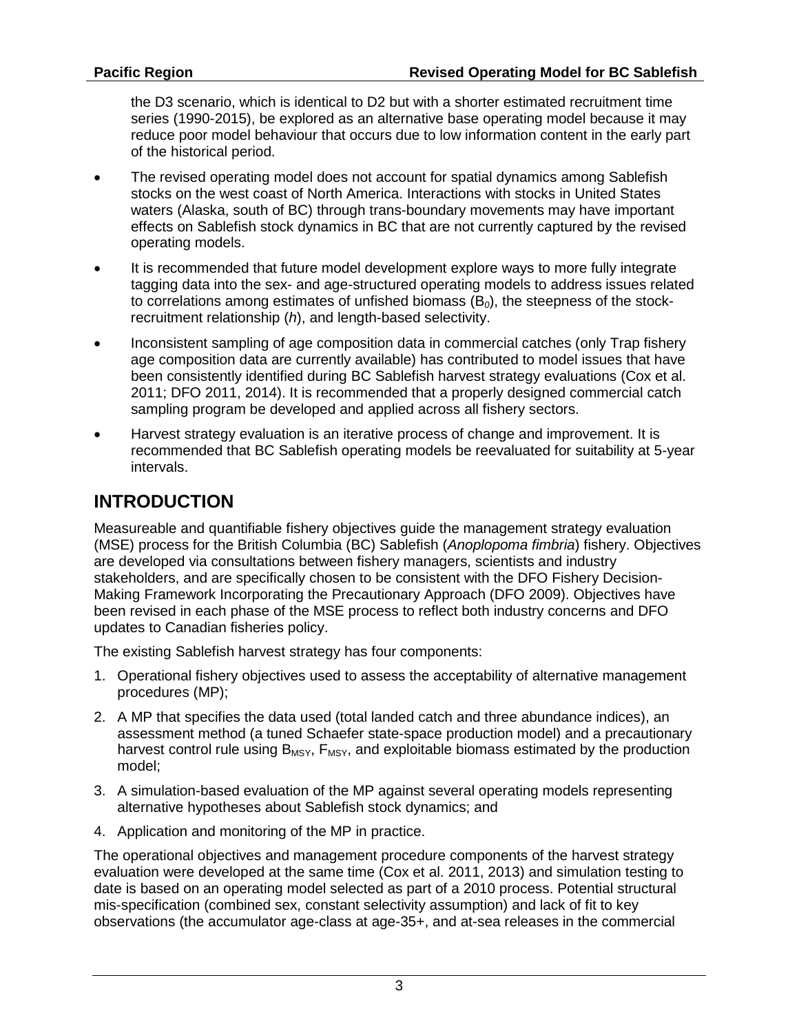the D3 scenario, which is identical to D2 but with a shorter estimated recruitment time series (1990-2015), be explored as an alternative base operating model because it may reduce poor model behaviour that occurs due to low information content in the early part of the historical period.

- The revised operating model does not account for spatial dynamics among Sablefish stocks on the west coast of North America. Interactions with stocks in United States waters (Alaska, south of BC) through trans-boundary movements may have important effects on Sablefish stock dynamics in BC that are not currently captured by the revised operating models.
- It is recommended that future model development explore ways to more fully integrate tagging data into the sex- and age-structured operating models to address issues related to correlations among estimates of unfished biomass ($B_0$), the steepness of the stock-recruitment relationship ($h$), and length-based selectivity.
- Inconsistent sampling of age composition data in commercial catches (only Trap fishery age composition data are currently available) has contributed to model issues that have been consistently identified during BC Sablefish harvest strategy evaluations (Cox et al. 2011; DFO 2011, 2014). It is recommended that a properly designed commercial catch sampling program be developed and applied across all fishery sectors.
- Harvest strategy evaluation is an iterative process of change and improvement. It is recommended that BC Sablefish operating models be reevaluated for suitability at 5-year intervals.

# INTRODUCTION

Measureable and quantifiable fishery objectives guide the management strategy evaluation (MSE) process for the British Columbia (BC) Sablefish (*Anoplopoma fimbria*) fishery. Objectives are developed via consultations between fishery managers, scientists and industry stakeholders, and are specifically chosen to be consistent with the DFO Fishery Decision-Making Framework Incorporating the Precautionary Approach (DFO 2009). Objectives have been revised in each phase of the MSE process to reflect both industry concerns and DFO updates to Canadian fisheries policy.

The existing Sablefish harvest strategy has four components:

1. Operational fishery objectives used to assess the acceptability of alternative management procedures (MP);
2. A MP that specifies the data used (total landed catch and three abundance indices), an assessment method (a tuned Schaefer state-space production model) and a precautionary harvest control rule using $B_{MSY}$, $F_{MSY}$, and exploitable biomass estimated by the production model;
3. A simulation-based evaluation of the MP against several operating models representing alternative hypotheses about Sablefish stock dynamics; and
4. Application and monitoring of the MP in practice.

The operational objectives and management procedure components of the harvest strategy evaluation were developed at the same time (Cox et al. 2011, 2013) and simulation testing to date is based on an operating model selected as part of a 2010 process. Potential structural mis-specification (combined sex, constant selectivity assumption) and lack of fit to key observations (the accumulator age-class at age-35+, and at-sea releases in the commercial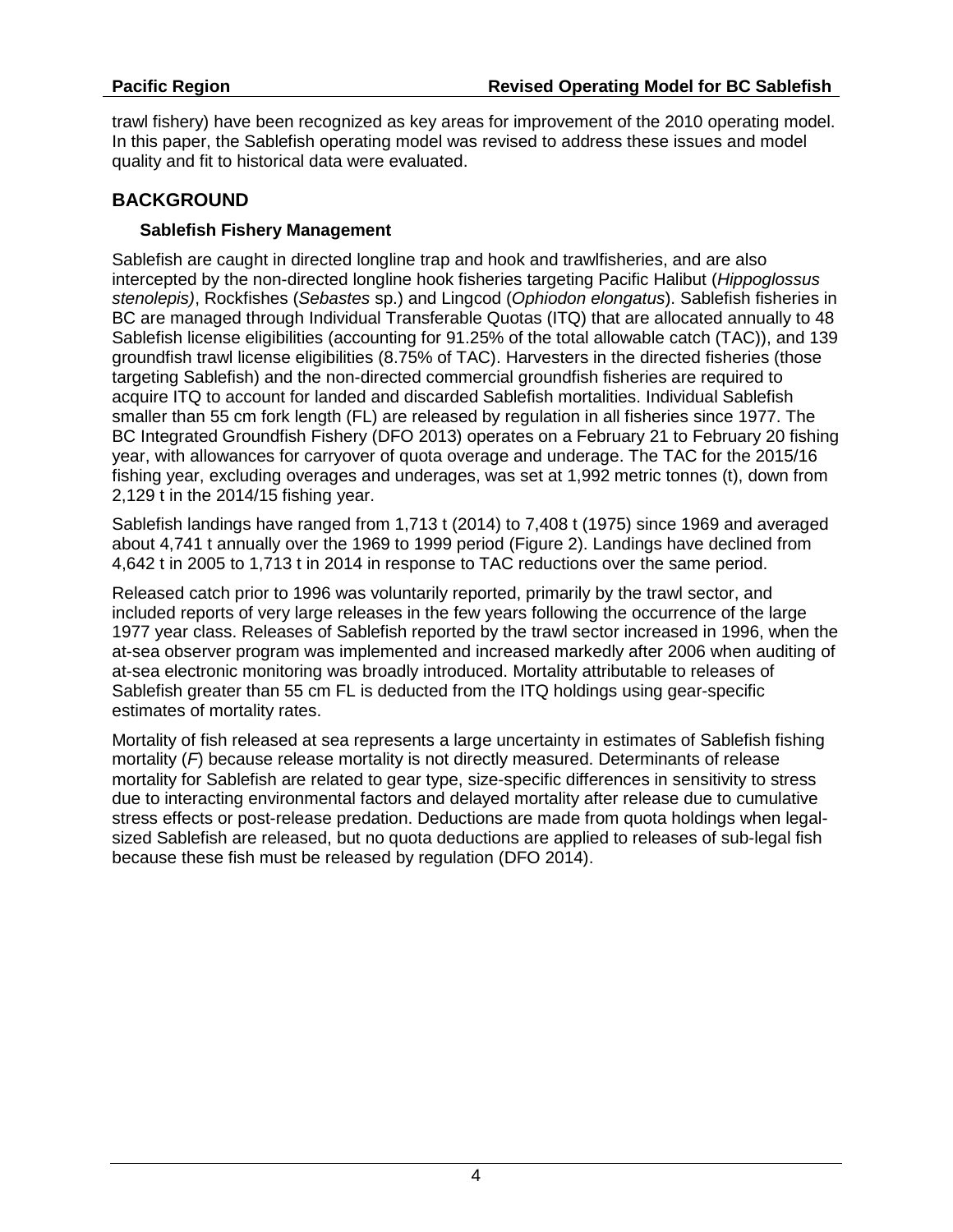trawl fishery) have been recognized as key areas for improvement of the 2010 operating model. In this paper, the Sablefish operating model was revised to address these issues and model quality and fit to historical data were evaluated.

## BACKGROUND

### Sablefish Fishery Management

Sablefish are caught in directed longline trap and hook and trawlfisheries, and are also intercepted by the non-directed longline hook fisheries targeting Pacific Halibut (*Hippoglossus stenolepis)*, Rockfishes (*Sebastes* sp.) and Lingcod (*Ophiodon elongatus*). Sablefish fisheries in BC are managed through Individual Transferable Quotas (ITQ) that are allocated annually to 48 Sablefish license eligibilities (accounting for 91.25% of the total allowable catch (TAC)), and 139 groundfish trawl license eligibilities (8.75% of TAC). Harvesters in the directed fisheries (those targeting Sablefish) and the non-directed commercial groundfish fisheries are required to acquire ITQ to account for landed and discarded Sablefish mortalities. Individual Sablefish smaller than 55 cm fork length (FL) are released by regulation in all fisheries since 1977. The BC Integrated Groundfish Fishery (DFO 2013) operates on a February 21 to February 20 fishing year, with allowances for carryover of quota overage and underage. The TAC for the 2015/16 fishing year, excluding overages and underages, was set at 1,992 metric tonnes (t), down from 2,129 t in the 2014/15 fishing year.

Sablefish landings have ranged from 1,713 t (2014) to 7,408 t (1975) since 1969 and averaged about 4,741 t annually over the 1969 to 1999 period (Figure 2). Landings have declined from 4,642 t in 2005 to 1,713 t in 2014 in response to TAC reductions over the same period.

Released catch prior to 1996 was voluntarily reported, primarily by the trawl sector, and included reports of very large releases in the few years following the occurrence of the large 1977 year class. Releases of Sablefish reported by the trawl sector increased in 1996, when the at-sea observer program was implemented and increased markedly after 2006 when auditing of at-sea electronic monitoring was broadly introduced. Mortality attributable to releases of Sablefish greater than 55 cm FL is deducted from the ITQ holdings using gear-specific estimates of mortality rates.

Mortality of fish released at sea represents a large uncertainty in estimates of Sablefish fishing mortality (*F*) because release mortality is not directly measured. Determinants of release mortality for Sablefish are related to gear type, size-specific differences in sensitivity to stress due to interacting environmental factors and delayed mortality after release due to cumulative stress effects or post-release predation. Deductions are made from quota holdings when legal-sized Sablefish are released, but no quota deductions are applied to releases of sub-legal fish because these fish must be released by regulation (DFO 2014).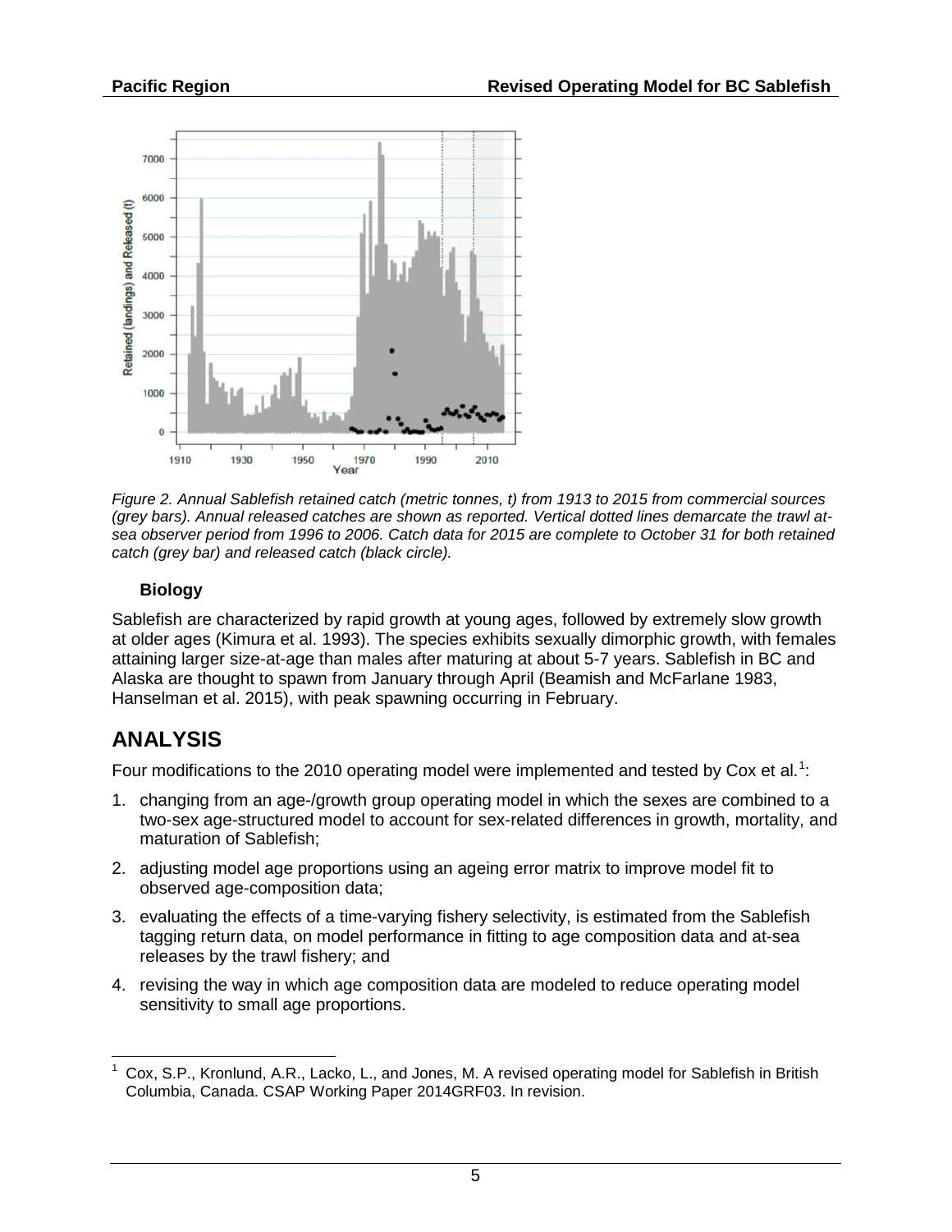*Figure 2. Annual Sablefish retained catch (metric tonnes, t) from 1913 to 2015 from commercial sources (grey bars). Annual released catches are shown as reported. Vertical dotted lines demarcate the trawl at-sea observer period from 1996 to 2006. Catch data for 2015 are complete to October 31 for both retained catch (grey bar) and released catch (black circle).*

### Biology

Sablefish are characterized by rapid growth at young ages, followed by extremely slow growth at older ages (Kimura et al. 1993). The species exhibits sexually dimorphic growth, with females attaining larger size-at-age than males after maturing at about 5-7 years. Sablefish in BC and Alaska are thought to spawn from January through April (Beamish and McFarlane 1983, Hanselman et al. 2015), with peak spawning occurring in February.

## ANALYSIS

Four modifications to the 2010 operating model were implemented and tested by Cox et al.[1]:

1. changing from an age-/growth group operating model in which the sexes are combined to a two-sex age-structured model to account for sex-related differences in growth, mortality, and maturation of Sablefish;
2. adjusting model age proportions using an ageing error matrix to improve model fit to observed age-composition data;
3. evaluating the effects of a time-varying fishery selectivity, is estimated from the Sablefish tagging return data, on model performance in fitting to age composition data and at-sea releases by the trawl fishery; and
4. revising the way in which age composition data are modeled to reduce operating model sensitivity to small age proportions.

[1] Cox, S.P., Kronlund, A.R., Lacko, L., and Jones, M. A revised operating model for Sablefish in British Columbia, Canada. CSAP Working Paper 2014GRF03. In revision.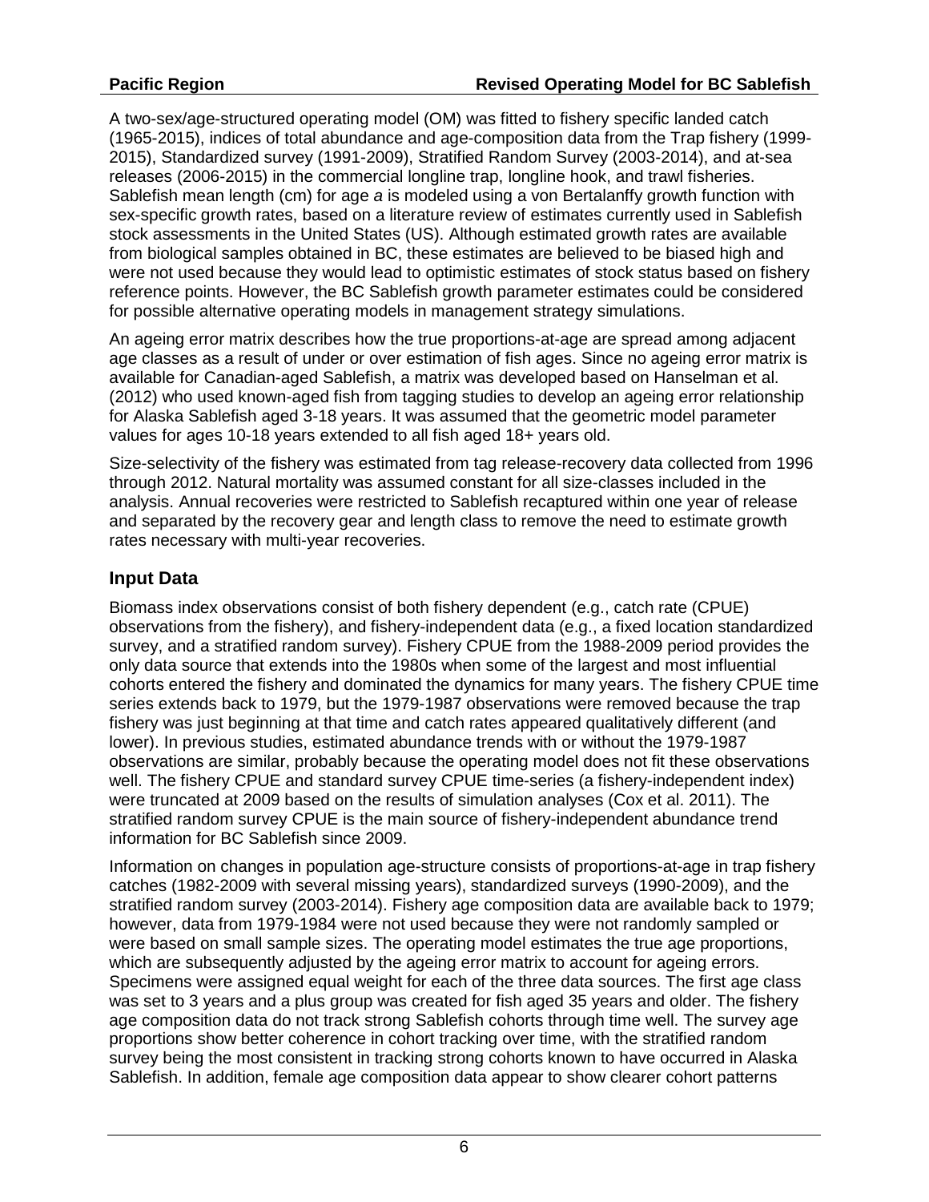A two-sex/age-structured operating model (OM) was fitted to fishery specific landed catch (1965-2015), indices of total abundance and age-composition data from the Trap fishery (1999-2015), Standardized survey (1991-2009), Stratified Random Survey (2003-2014), and at-sea releases (2006-2015) in the commercial longline trap, longline hook, and trawl fisheries. Sablefish mean length (cm) for age *a* is modeled using a von Bertalanffy growth function with sex-specific growth rates, based on a literature review of estimates currently used in Sablefish stock assessments in the United States (US). Although estimated growth rates are available from biological samples obtained in BC, these estimates are believed to be biased high and were not used because they would lead to optimistic estimates of stock status based on fishery reference points. However, the BC Sablefish growth parameter estimates could be considered for possible alternative operating models in management strategy simulations.

An ageing error matrix describes how the true proportions-at-age are spread among adjacent age classes as a result of under or over estimation of fish ages. Since no ageing error matrix is available for Canadian-aged Sablefish, a matrix was developed based on Hanselman et al. (2012) who used known-aged fish from tagging studies to develop an ageing error relationship for Alaska Sablefish aged 3-18 years. It was assumed that the geometric model parameter values for ages 10-18 years extended to all fish aged 18+ years old.

Size-selectivity of the fishery was estimated from tag release-recovery data collected from 1996 through 2012. Natural mortality was assumed constant for all size-classes included in the analysis. Annual recoveries were restricted to Sablefish recaptured within one year of release and separated by the recovery gear and length class to remove the need to estimate growth rates necessary with multi-year recoveries.

## Input Data

Biomass index observations consist of both fishery dependent (e.g., catch rate (CPUE) observations from the fishery), and fishery-independent data (e.g., a fixed location standardized survey, and a stratified random survey). Fishery CPUE from the 1988-2009 period provides the only data source that extends into the 1980s when some of the largest and most influential cohorts entered the fishery and dominated the dynamics for many years. The fishery CPUE time series extends back to 1979, but the 1979-1987 observations were removed because the trap fishery was just beginning at that time and catch rates appeared qualitatively different (and lower). In previous studies, estimated abundance trends with or without the 1979-1987 observations are similar, probably because the operating model does not fit these observations well. The fishery CPUE and standard survey CPUE time-series (a fishery-independent index) were truncated at 2009 based on the results of simulation analyses (Cox et al. 2011). The stratified random survey CPUE is the main source of fishery-independent abundance trend information for BC Sablefish since 2009.

Information on changes in population age-structure consists of proportions-at-age in trap fishery catches (1982-2009 with several missing years), standardized surveys (1990-2009), and the stratified random survey (2003-2014). Fishery age composition data are available back to 1979; however, data from 1979-1984 were not used because they were not randomly sampled or were based on small sample sizes. The operating model estimates the true age proportions, which are subsequently adjusted by the ageing error matrix to account for ageing errors. Specimens were assigned equal weight for each of the three data sources. The first age class was set to 3 years and a plus group was created for fish aged 35 years and older. The fishery age composition data do not track strong Sablefish cohorts through time well. The survey age proportions show better coherence in cohort tracking over time, with the stratified random survey being the most consistent in tracking strong cohorts known to have occurred in Alaska Sablefish. In addition, female age composition data appear to show clearer cohort patterns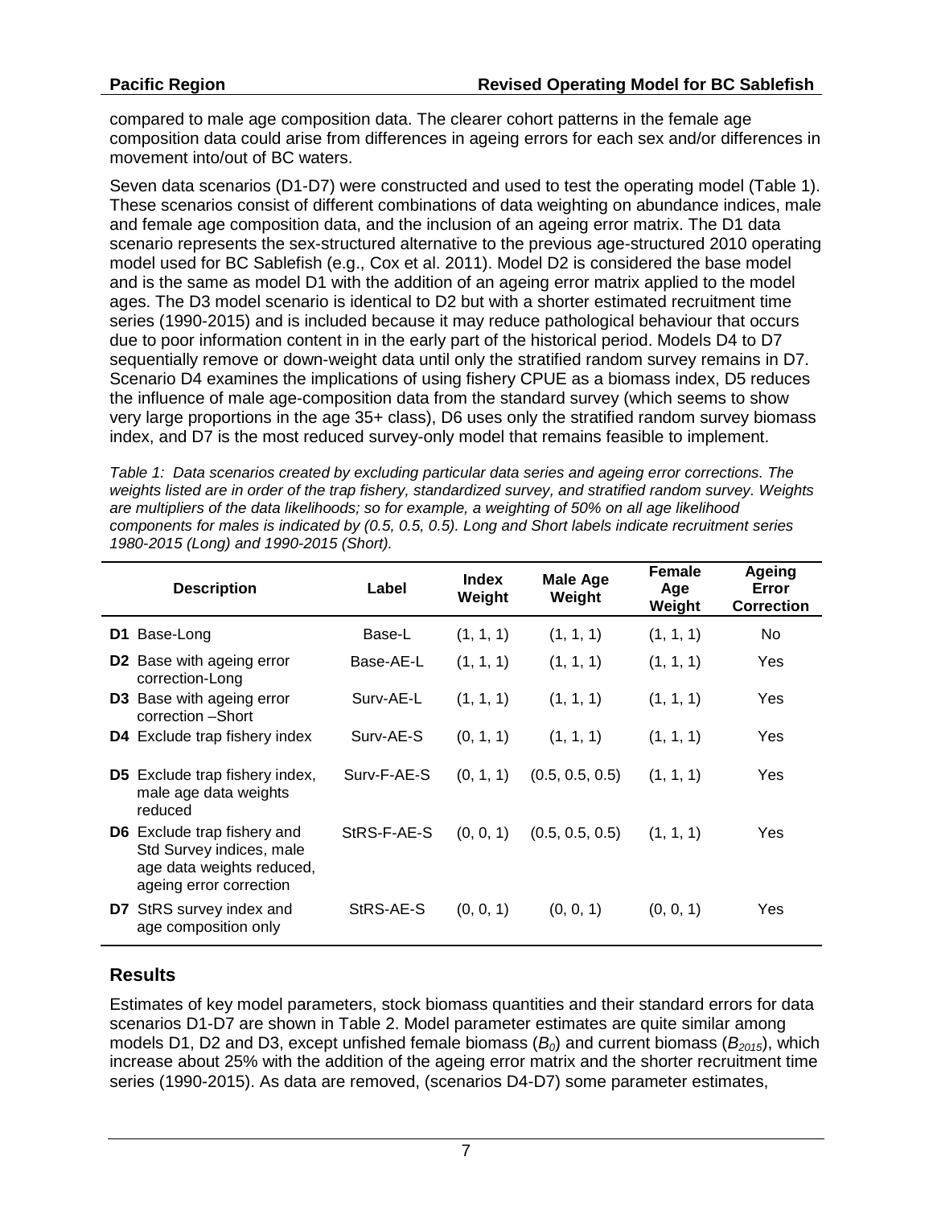compared to male age composition data. The clearer cohort patterns in the female age composition data could arise from differences in ageing errors for each sex and/or differences in movement into/out of BC waters.

Seven data scenarios (D1-D7) were constructed and used to test the operating model (Table 1). These scenarios consist of different combinations of data weighting on abundance indices, male and female age composition data, and the inclusion of an ageing error matrix. The D1 data scenario represents the sex-structured alternative to the previous age-structured 2010 operating model used for BC Sablefish (e.g., Cox et al. 2011). Model D2 is considered the base model and is the same as model D1 with the addition of an ageing error matrix applied to the model ages. The D3 model scenario is identical to D2 but with a shorter estimated recruitment time series (1990-2015) and is included because it may reduce pathological behaviour that occurs due to poor information content in in the early part of the historical period. Models D4 to D7 sequentially remove or down-weight data until only the stratified random survey remains in D7. Scenario D4 examines the implications of using fishery CPUE as a biomass index, D5 reduces the influence of male age-composition data from the standard survey (which seems to show very large proportions in the age 35+ class), D6 uses only the stratified random survey biomass index, and D7 is the most reduced survey-only model that remains feasible to implement.

*Table 1: Data scenarios created by excluding particular data series and ageing error corrections. The weights listed are in order of the trap fishery, standardized survey, and stratified random survey. Weights are multipliers of the data likelihoods; so for example, a weighting of 50% on all age likelihood components for males is indicated by (0.5, 0.5, 0.5). Long and Short labels indicate recruitment series 1980-2015 (Long) and 1990-2015 (Short).*

| Description | Label | Index Weight | Male Age Weight | Female Age Weight | Ageing Error Correction |
|---|---|---|---|---|---|
| **D1** Base-Long | Base-L | (1, 1, 1) | (1, 1, 1) | (1, 1, 1) | No |
| **D2** Base with ageing error correction-Long | Base-AE-L | (1, 1, 1) | (1, 1, 1) | (1, 1, 1) | Yes |
| **D3** Base with ageing error correction –Short | Surv-AE-L | (1, 1, 1) | (1, 1, 1) | (1, 1, 1) | Yes |
| **D4** Exclude trap fishery index | Surv-AE-S | (0, 1, 1) | (1, 1, 1) | (1, 1, 1) | Yes |
| **D5** Exclude trap fishery index, male age data weights reduced | Surv-F-AE-S | (0, 1, 1) | (0.5, 0.5, 0.5) | (1, 1, 1) | Yes |
| **D6** Exclude trap fishery and Std Survey indices, male age data weights reduced, ageing error correction | StRS-F-AE-S | (0, 0, 1) | (0.5, 0.5, 0.5) | (1, 1, 1) | Yes |
| **D7** StRS survey index and age composition only | StRS-AE-S | (0, 0, 1) | (0, 0, 1) | (0, 0, 1) | Yes |

## Results

Estimates of key model parameters, stock biomass quantities and their standard errors for data scenarios D1-D7 are shown in Table 2. Model parameter estimates are quite similar among models D1, D2 and D3, except unfished female biomass ($B_0$) and current biomass ($B_{2015}$), which increase about 25% with the addition of the ageing error matrix and the shorter recruitment time series (1990-2015). As data are removed, (scenarios D4-D7) some parameter estimates,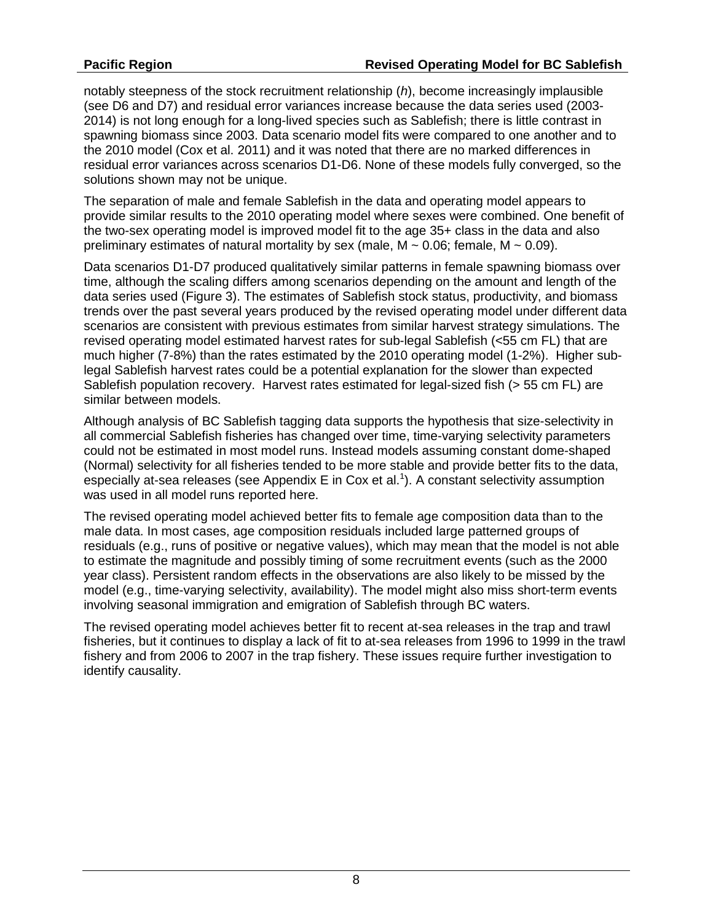notably steepness of the stock recruitment relationship (*h*), become increasingly implausible (see D6 and D7) and residual error variances increase because the data series used (2003-2014) is not long enough for a long-lived species such as Sablefish; there is little contrast in spawning biomass since 2003. Data scenario model fits were compared to one another and to the 2010 model (Cox et al. 2011) and it was noted that there are no marked differences in residual error variances across scenarios D1-D6. None of these models fully converged, so the solutions shown may not be unique.

The separation of male and female Sablefish in the data and operating model appears to provide similar results to the 2010 operating model where sexes were combined. One benefit of the two-sex operating model is improved model fit to the age 35+ class in the data and also preliminary estimates of natural mortality by sex (male, $M \sim 0.06$; female, $M \sim 0.09$).

Data scenarios D1-D7 produced qualitatively similar patterns in female spawning biomass over time, although the scaling differs among scenarios depending on the amount and length of the data series used (Figure 3). The estimates of Sablefish stock status, productivity, and biomass trends over the past several years produced by the revised operating model under different data scenarios are consistent with previous estimates from similar harvest strategy simulations. The revised operating model estimated harvest rates for sub-legal Sablefish (<55 cm FL) that are much higher (7-8%) than the rates estimated by the 2010 operating model (1-2%). Higher sub-legal Sablefish harvest rates could be a potential explanation for the slower than expected Sablefish population recovery. Harvest rates estimated for legal-sized fish (> 55 cm FL) are similar between models.

Although analysis of BC Sablefish tagging data supports the hypothesis that size-selectivity in all commercial Sablefish fisheries has changed over time, time-varying selectivity parameters could not be estimated in most model runs. Instead models assuming constant dome-shaped (Normal) selectivity for all fisheries tended to be more stable and provide better fits to the data, especially at-sea releases (see Appendix E in Cox et al.[1]). A constant selectivity assumption was used in all model runs reported here.

The revised operating model achieved better fits to female age composition data than to the male data. In most cases, age composition residuals included large patterned groups of residuals (e.g., runs of positive or negative values), which may mean that the model is not able to estimate the magnitude and possibly timing of some recruitment events (such as the 2000 year class). Persistent random effects in the observations are also likely to be missed by the model (e.g., time-varying selectivity, availability). The model might also miss short-term events involving seasonal immigration and emigration of Sablefish through BC waters.

The revised operating model achieves better fit to recent at-sea releases in the trap and trawl fisheries, but it continues to display a lack of fit to at-sea releases from 1996 to 1999 in the trawl fishery and from 2006 to 2007 in the trap fishery. These issues require further investigation to identify causality.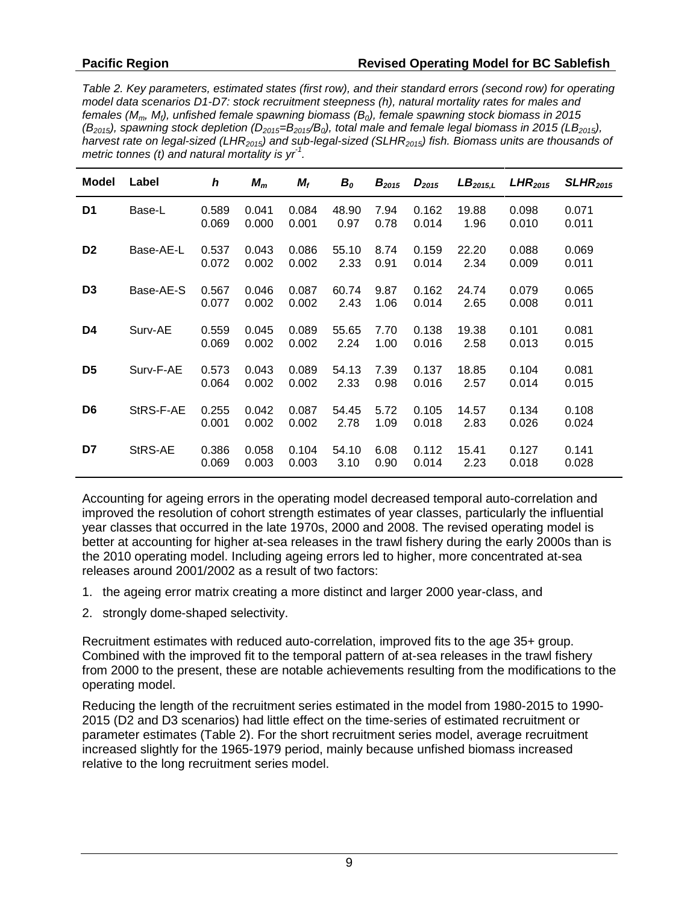*Table 2. Key parameters, estimated states (first row), and their standard errors (second row) for operating model data scenarios D1-D7: stock recruitment steepness (h), natural mortality rates for males and females ($M_m$, $M_f$), unfished female spawning biomass ($B_0$), female spawning stock biomass in 2015 ($B_{2015}$), spawning stock depletion ($D_{2015}$=$B_{2015}$/$B_0$), total male and female legal biomass in 2015 ($LB_{2015}$), harvest rate on legal-sized ($LHR_{2015}$) and sub-legal-sized ($SLHR_{2015}$) fish. Biomass units are thousands of metric tonnes (t) and natural mortality is $yr^{-1}$.*

| Model | Label | $h$ | $M_m$ | $M_f$ | $B_0$ | $B_{2015}$ | $D_{2015}$ | $LB_{2015,L}$ | $LHR_{2015}$ | $SLHR_{2015}$ |
|---|---|---|---|---|---|---|---|---|---|---|
| **D1** | Base-L | 0.589 | 0.041 | 0.084 | 48.90 | 7.94 | 0.162 | 19.88 | 0.098 | 0.071 |
| | | 0.069 | 0.000 | 0.001 | 0.97 | 0.78 | 0.014 | 1.96 | 0.010 | 0.011 |
| **D2** | Base-AE-L | 0.537 | 0.043 | 0.086 | 55.10 | 8.74 | 0.159 | 22.20 | 0.088 | 0.069 |
| | | 0.072 | 0.002 | 0.002 | 2.33 | 0.91 | 0.014 | 2.34 | 0.009 | 0.011 |
| **D3** | Base-AE-S | 0.567 | 0.046 | 0.087 | 60.74 | 9.87 | 0.162 | 24.74 | 0.079 | 0.065 |
| | | 0.077 | 0.002 | 0.002 | 2.43 | 1.06 | 0.014 | 2.65 | 0.008 | 0.011 |
| **D4** | Surv-AE | 0.559 | 0.045 | 0.089 | 55.65 | 7.70 | 0.138 | 19.38 | 0.101 | 0.081 |
| | | 0.069 | 0.002 | 0.002 | 2.24 | 1.00 | 0.016 | 2.58 | 0.013 | 0.015 |
| **D5** | Surv-F-AE | 0.573 | 0.043 | 0.089 | 54.13 | 7.39 | 0.137 | 18.85 | 0.104 | 0.081 |
| | | 0.064 | 0.002 | 0.002 | 2.33 | 0.98 | 0.016 | 2.57 | 0.014 | 0.015 |
| **D6** | StRS-F-AE | 0.255 | 0.042 | 0.087 | 54.45 | 5.72 | 0.105 | 14.57 | 0.134 | 0.108 |
| | | 0.001 | 0.002 | 0.002 | 2.78 | 1.09 | 0.018 | 2.83 | 0.026 | 0.024 |
| **D7** | StRS-AE | 0.386 | 0.058 | 0.104 | 54.10 | 6.08 | 0.112 | 15.41 | 0.127 | 0.141 |
| | | 0.069 | 0.003 | 0.003 | 3.10 | 0.90 | 0.014 | 2.23 | 0.018 | 0.028 |

Accounting for ageing errors in the operating model decreased temporal auto-correlation and improved the resolution of cohort strength estimates of year classes, particularly the influential year classes that occurred in the late 1970s, 2000 and 2008. The revised operating model is better at accounting for higher at-sea releases in the trawl fishery during the early 2000s than is the 2010 operating model. Including ageing errors led to higher, more concentrated at-sea releases around 2001/2002 as a result of two factors:

1. the ageing error matrix creating a more distinct and larger 2000 year-class, and
2. strongly dome-shaped selectivity.

Recruitment estimates with reduced auto-correlation, improved fits to the age 35+ group. Combined with the improved fit to the temporal pattern of at-sea releases in the trawl fishery from 2000 to the present, these are notable achievements resulting from the modifications to the operating model.

Reducing the length of the recruitment series estimated in the model from 1980-2015 to 1990-2015 (D2 and D3 scenarios) had little effect on the time-series of estimated recruitment or parameter estimates (Table 2). For the short recruitment series model, average recruitment increased slightly for the 1965-1979 period, mainly because unfished biomass increased relative to the long recruitment series model.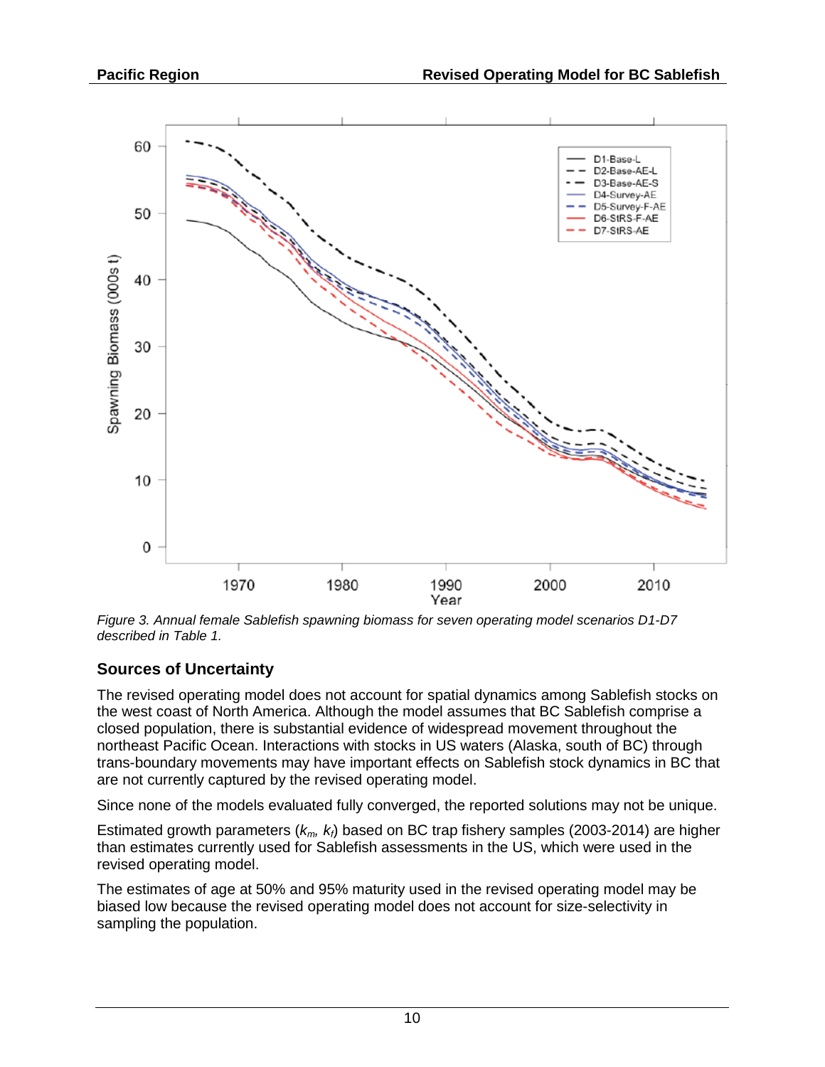*Figure 3. Annual female Sablefish spawning biomass for seven operating model scenarios D1-D7 described in Table 1.*

## Sources of Uncertainty

The revised operating model does not account for spatial dynamics among Sablefish stocks on the west coast of North America. Although the model assumes that BC Sablefish comprise a closed population, there is substantial evidence of widespread movement throughout the northeast Pacific Ocean. Interactions with stocks in US waters (Alaska, south of BC) through trans-boundary movements may have important effects on Sablefish stock dynamics in BC that are not currently captured by the revised operating model.

Since none of the models evaluated fully converged, the reported solutions may not be unique.

Estimated growth parameters ($k_m$, $k_f$) based on BC trap fishery samples (2003-2014) are higher than estimates currently used for Sablefish assessments in the US, which were used in the revised operating model.

The estimates of age at 50% and 95% maturity used in the revised operating model may be biased low because the revised operating model does not account for size-selectivity in sampling the population.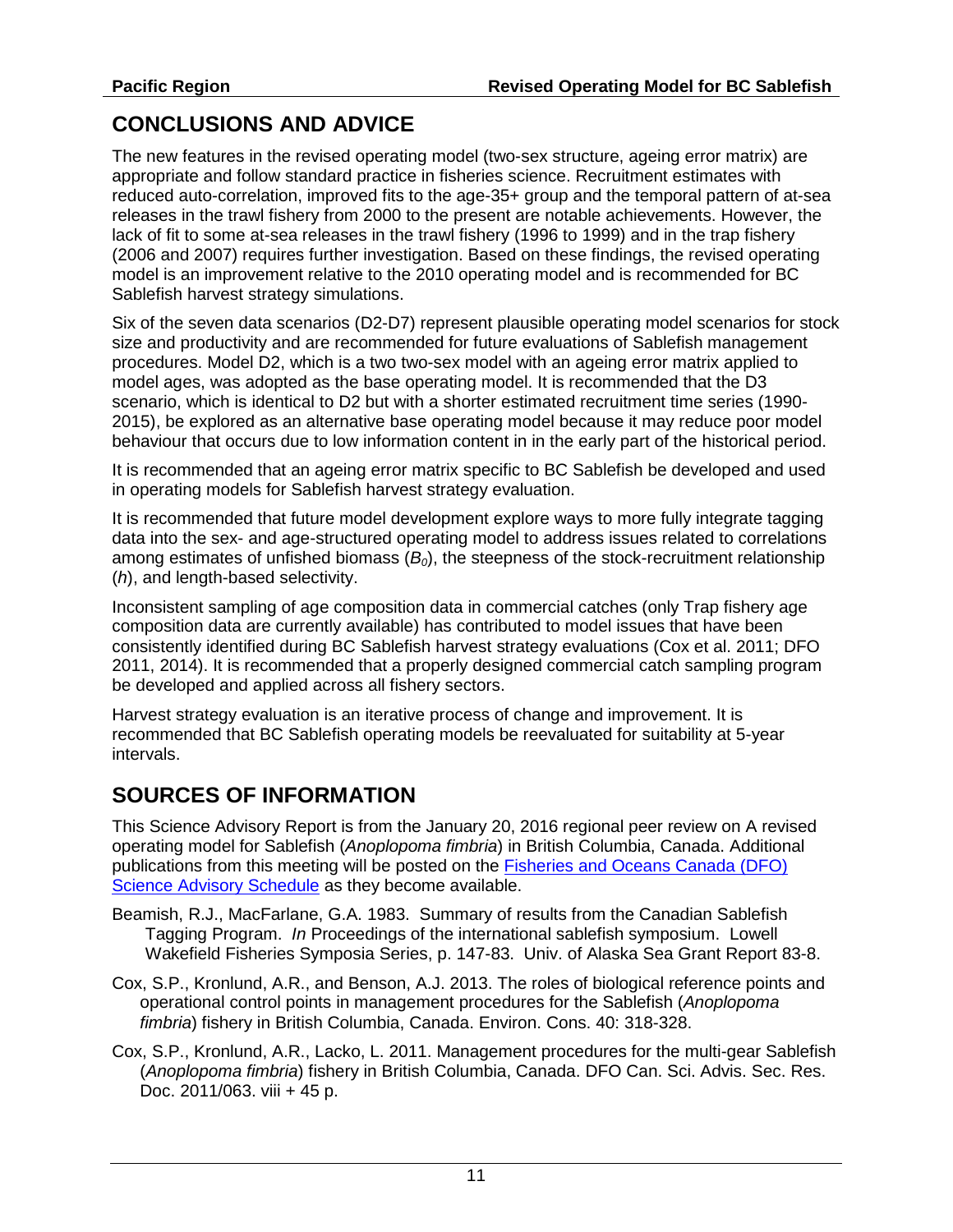## CONCLUSIONS AND ADVICE

The new features in the revised operating model (two-sex structure, ageing error matrix) are appropriate and follow standard practice in fisheries science. Recruitment estimates with reduced auto-correlation, improved fits to the age-35+ group and the temporal pattern of at-sea releases in the trawl fishery from 2000 to the present are notable achievements. However, the lack of fit to some at-sea releases in the trawl fishery (1996 to 1999) and in the trap fishery (2006 and 2007) requires further investigation. Based on these findings, the revised operating model is an improvement relative to the 2010 operating model and is recommended for BC Sablefish harvest strategy simulations.

Six of the seven data scenarios (D2-D7) represent plausible operating model scenarios for stock size and productivity and are recommended for future evaluations of Sablefish management procedures. Model D2, which is a two two-sex model with an ageing error matrix applied to model ages, was adopted as the base operating model. It is recommended that the D3 scenario, which is identical to D2 but with a shorter estimated recruitment time series (1990-2015), be explored as an alternative base operating model because it may reduce poor model behaviour that occurs due to low information content in in the early part of the historical period.

It is recommended that an ageing error matrix specific to BC Sablefish be developed and used in operating models for Sablefish harvest strategy evaluation.

It is recommended that future model development explore ways to more fully integrate tagging data into the sex- and age-structured operating model to address issues related to correlations among estimates of unfished biomass ($B_0$), the steepness of the stock-recruitment relationship (*h*), and length-based selectivity.

Inconsistent sampling of age composition data in commercial catches (only Trap fishery age composition data are currently available) has contributed to model issues that have been consistently identified during BC Sablefish harvest strategy evaluations (Cox et al. 2011; DFO 2011, 2014). It is recommended that a properly designed commercial catch sampling program be developed and applied across all fishery sectors.

Harvest strategy evaluation is an iterative process of change and improvement. It is recommended that BC Sablefish operating models be reevaluated for suitability at 5-year intervals.

## SOURCES OF INFORMATION

This Science Advisory Report is from the January 20, 2016 regional peer review on A revised operating model for Sablefish (*Anoplopoma fimbria*) in British Columbia, Canada. Additional publications from this meeting will be posted on the [Fisheries and Oceans Canada (DFO) Science Advisory Schedule]() as they become available.

Beamish, R.J., MacFarlane, G.A. 1983. Summary of results from the Canadian Sablefish Tagging Program. *In* Proceedings of the international sablefish symposium. Lowell Wakefield Fisheries Symposia Series, p. 147-83. Univ. of Alaska Sea Grant Report 83-8.

Cox, S.P., Kronlund, A.R., and Benson, A.J. 2013. The roles of biological reference points and operational control points in management procedures for the Sablefish (*Anoplopoma fimbria*) fishery in British Columbia, Canada. Environ. Cons. 40: 318-328.

Cox, S.P., Kronlund, A.R., Lacko, L. 2011. Management procedures for the multi-gear Sablefish (*Anoplopoma fimbria*) fishery in British Columbia, Canada. DFO Can. Sci. Advis. Sec. Res. Doc. 2011/063. viii + 45 p.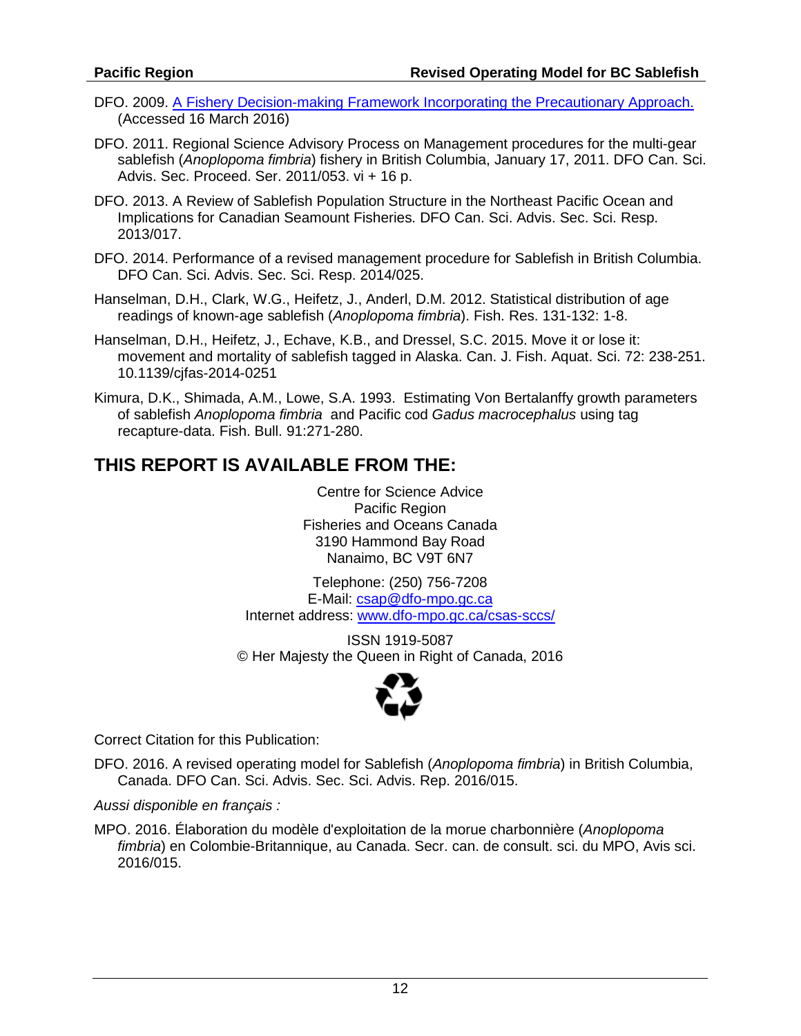DFO. 2009. A Fishery Decision-making Framework Incorporating the Precautionary Approach. (Accessed 16 March 2016)

DFO. 2011. Regional Science Advisory Process on Management procedures for the multi-gear sablefish (*Anoplopoma fimbria*) fishery in British Columbia, January 17, 2011. DFO Can. Sci. Advis. Sec. Proceed. Ser. 2011/053. vi + 16 p.

DFO. 2013. A Review of Sablefish Population Structure in the Northeast Pacific Ocean and Implications for Canadian Seamount Fisheries. DFO Can. Sci. Advis. Sec. Sci. Resp. 2013/017.

DFO. 2014. Performance of a revised management procedure for Sablefish in British Columbia. DFO Can. Sci. Advis. Sec. Sci. Resp. 2014/025.

Hanselman, D.H., Clark, W.G., Heifetz, J., Anderl, D.M. 2012. Statistical distribution of age readings of known-age sablefish (*Anoplopoma fimbria*). Fish. Res. 131-132: 1-8.

Hanselman, D.H., Heifetz, J., Echave, K.B., and Dressel, S.C. 2015. Move it or lose it: movement and mortality of sablefish tagged in Alaska. Can. J. Fish. Aquat. Sci. 72: 238-251. 10.1139/cjfas-2014-0251

Kimura, D.K., Shimada, A.M., Lowe, S.A. 1993. Estimating Von Bertalanffy growth parameters of sablefish *Anoplopoma fimbria* and Pacific cod *Gadus macrocephalus* using tag recapture-data. Fish. Bull. 91:271-280.

## THIS REPORT IS AVAILABLE FROM THE:

Centre for Science Advice
Pacific Region
Fisheries and Oceans Canada
3190 Hammond Bay Road
Nanaimo, BC V9T 6N7

Telephone: (250) 756-7208
E-Mail: csap@dfo-mpo.gc.ca
Internet address: www.dfo-mpo.gc.ca/csas-sccs/

ISSN 1919-5087
© Her Majesty the Queen in Right of Canada, 2016

Correct Citation for this Publication:

DFO. 2016. A revised operating model for Sablefish (*Anoplopoma fimbria*) in British Columbia, Canada. DFO Can. Sci. Advis. Sec. Sci. Advis. Rep. 2016/015.

*Aussi disponible en français :*

MPO. 2016. Élaboration du modèle d'exploitation de la morue charbonnière (*Anoplopoma fimbria*) en Colombie-Britannique, au Canada. Secr. can. de consult. sci. du MPO, Avis sci. 2016/015.